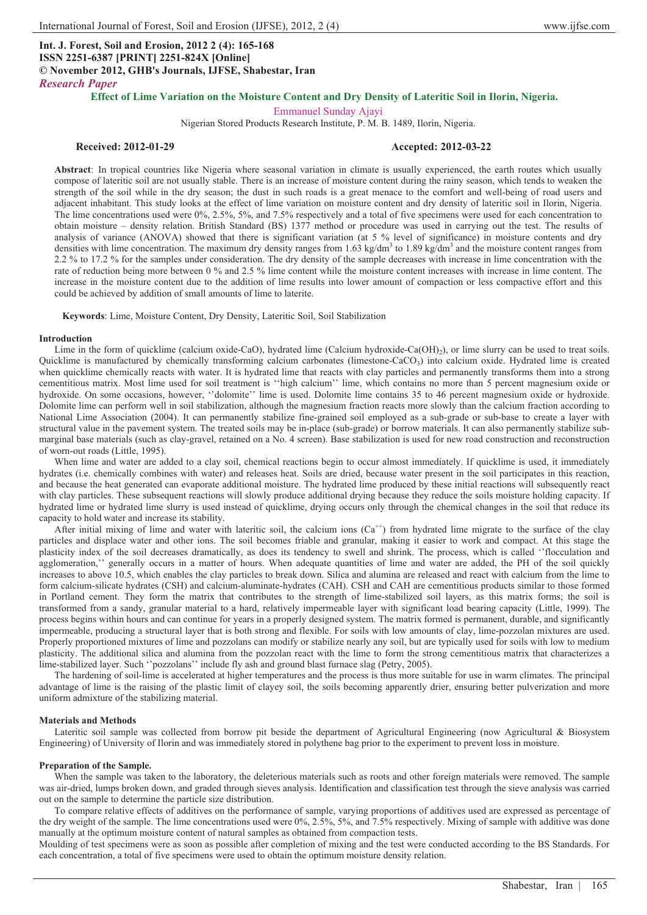**Int. J. Forest, Soil and Erosion, 2012 2 (4): 165-168**
**ISSN 2251-6387 [PRINT] 2251-824X [Online]**
**© November 2012, GHB's Journals, IJFSE, Shabestar, Iran**
*Research Paper*

# Effect of Lime Variation on the Moisture Content and Dry Density of Lateritic Soil in Ilorin, Nigeria.

Emmanuel Sunday Ajayi

Nigerian Stored Products Research Institute, P. M. B. 1489, Ilorin, Nigeria.

**Received: 2012-01-29** **Accepted: 2012-03-22**

**Abstract**: In tropical countries like Nigeria where seasonal variation in climate is usually experienced, the earth routes which usually compose of lateritic soil are not usually stable. There is an increase of moisture content during the rainy season, which tends to weaken the strength of the soil while in the dry season; the dust in such roads is a great menace to the comfort and well-being of road users and adjacent inhabitant. This study looks at the effect of lime variation on moisture content and dry density of lateritic soil in Ilorin, Nigeria. The lime concentrations used were 0%, 2.5%, 5%, and 7.5% respectively and a total of five specimens were used for each concentration to obtain moisture – density relation. British Standard (BS) 1377 method or procedure was used in carrying out the test. The results of analysis of variance (ANOVA) showed that there is significant variation (at 5 % level of significance) in moisture contents and dry densities with lime concentration. The maximum dry density ranges from 1.63 kg/dm$^3$ to 1.89 kg/dm$^3$ and the moisture content ranges from 2.2 % to 17.2 % for the samples under consideration. The dry density of the sample decreases with increase in lime concentration with the rate of reduction being more between 0 % and 2.5 % lime content while the moisture content increases with increase in lime content. The increase in the moisture content due to the addition of lime results into lower amount of compaction or less compactive effort and this could be achieved by addition of small amounts of lime to laterite.

**Keywords**: Lime, Moisture Content, Dry Density, Lateritic Soil, Soil Stabilization

## Introduction

Lime in the form of quicklime (calcium oxide-CaO), hydrated lime (Calcium hydroxide-$Ca(OH)_2$), or lime slurry can be used to treat soils. Quicklime is manufactured by chemically transforming calcium carbonates (limestone-$CaCO_3$) into calcium oxide. Hydrated lime is created when quicklime chemically reacts with water. It is hydrated lime that reacts with clay particles and permanently transforms them into a strong cementitious matrix. Most lime used for soil treatment is ''high calcium'' lime, which contains no more than 5 percent magnesium oxide or hydroxide. On some occasions, however, ''dolomite'' lime is used. Dolomite lime contains 35 to 46 percent magnesium oxide or hydroxide. Dolomite lime can perform well in soil stabilization, although the magnesium fraction reacts more slowly than the calcium fraction according to National Lime Association (2004). It can permanently stabilize fine-grained soil employed as a sub-grade or sub-base to create a layer with structural value in the pavement system. The treated soils may be in-place (sub-grade) or borrow materials. It can also permanently stabilize sub-marginal base materials (such as clay-gravel, retained on a No. 4 screen). Base stabilization is used for new road construction and reconstruction of worn-out roads (Little, 1995).

When lime and water are added to a clay soil, chemical reactions begin to occur almost immediately. If quicklime is used, it immediately hydrates (i.e. chemically combines with water) and releases heat. Soils are dried, because water present in the soil participates in this reaction, and because the heat generated can evaporate additional moisture. The hydrated lime produced by these initial reactions will subsequently react with clay particles. These subsequent reactions will slowly produce additional drying because they reduce the soils moisture holding capacity. If hydrated lime or hydrated lime slurry is used instead of quicklime, drying occurs only through the chemical changes in the soil that reduce its capacity to hold water and increase its stability.

After initial mixing of lime and water with lateritic soil, the calcium ions ($Ca^{++}$) from hydrated lime migrate to the surface of the clay particles and displace water and other ions. The soil becomes friable and granular, making it easier to work and compact. At this stage the plasticity index of the soil decreases dramatically, as does its tendency to swell and shrink. The process, which is called ''flocculation and agglomeration,'' generally occurs in a matter of hours. When adequate quantities of lime and water are added, the PH of the soil quickly increases to above 10.5, which enables the clay particles to break down. Silica and alumina are released and react with calcium from the lime to form calcium-silicate hydrates (CSH) and calcium-aluminate-hydrates (CAH). CSH and CAH are cementitious products similar to those formed in Portland cement. They form the matrix that contributes to the strength of lime-stabilized soil layers, as this matrix forms; the soil is transformed from a sandy, granular material to a hard, relatively impermeable layer with significant load bearing capacity (Little, 1999). The process begins within hours and can continue for years in a properly designed system. The matrix formed is permanent, durable, and significantly impermeable, producing a structural layer that is both strong and flexible. For soils with low amounts of clay, lime-pozzolan mixtures are used. Properly proportioned mixtures of lime and pozzolans can modify or stabilize nearly any soil, but are typically used for soils with low to medium plasticity. The additional silica and alumina from the pozzolan react with the lime to form the strong cementitious matrix that characterizes a lime-stabilized layer. Such ''pozzolans'' include fly ash and ground blast furnace slag (Petry, 2005).

The hardening of soil-lime is accelerated at higher temperatures and the process is thus more suitable for use in warm climates. The principal advantage of lime is the raising of the plastic limit of clayey soil, the soils becoming apparently drier, ensuring better pulverization and more uniform admixture of the stabilizing material.

## Materials and Methods

Lateritic soil sample was collected from borrow pit beside the department of Agricultural Engineering (now Agricultural & Biosystem Engineering) of University of Ilorin and was immediately stored in polythene bag prior to the experiment to prevent loss in moisture.

### Preparation of the Sample.

When the sample was taken to the laboratory, the deleterious materials such as roots and other foreign materials were removed. The sample was air-dried, lumps broken down, and graded through sieves analysis. Identification and classification test through the sieve analysis was carried out on the sample to determine the particle size distribution.

To compare relative effects of additives on the performance of sample, varying proportions of additives used are expressed as percentage of the dry weight of the sample. The lime concentrations used were 0%, 2.5%, 5%, and 7.5% respectively. Mixing of sample with additive was done manually at the optimum moisture content of natural samples as obtained from compaction tests.

Moulding of test specimens were as soon as possible after completion of mixing and the test were conducted according to the BS Standards. For each concentration, a total of five specimens were used to obtain the optimum moisture density relation.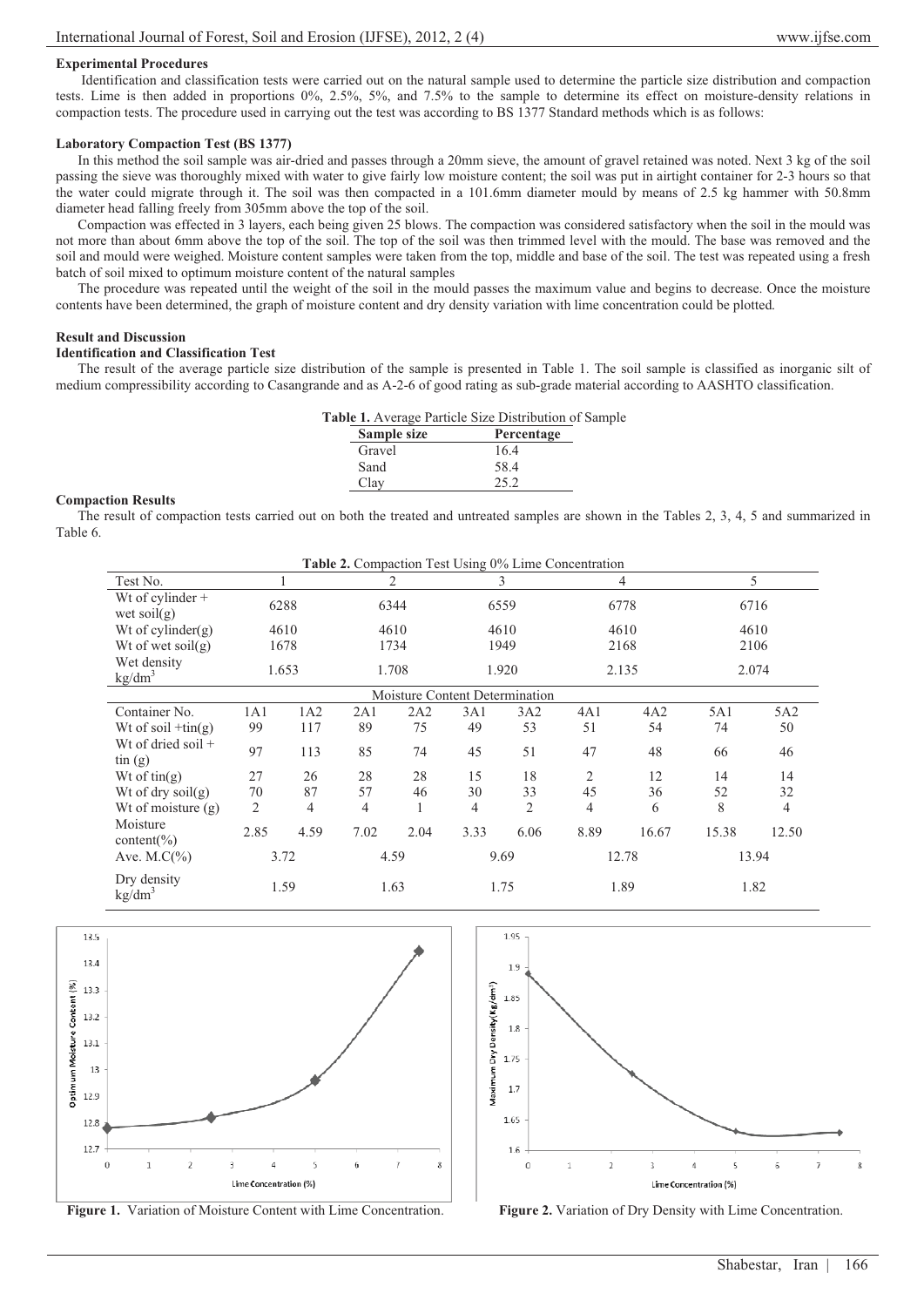### Experimental Procedures

Identification and classification tests were carried out on the natural sample used to determine the particle size distribution and compaction tests. Lime is then added in proportions 0%, 2.5%, 5%, and 7.5% to the sample to determine its effect on moisture-density relations in compaction tests. The procedure used in carrying out the test was according to BS 1377 Standard methods which is as follows:

### Laboratory Compaction Test (BS 1377)

In this method the soil sample was air-dried and passes through a 20mm sieve, the amount of gravel retained was noted. Next 3 kg of the soil passing the sieve was thoroughly mixed with water to give fairly low moisture content; the soil was put in airtight container for 2-3 hours so that the water could migrate through it. The soil was then compacted in a 101.6mm diameter mould by means of 2.5 kg hammer with 50.8mm diameter head falling freely from 305mm above the top of the soil.

Compaction was effected in 3 layers, each being given 25 blows. The compaction was considered satisfactory when the soil in the mould was not more than about 6mm above the top of the soil. The top of the soil was then trimmed level with the mould. The base was removed and the soil and mould were weighed. Moisture content samples were taken from the top, middle and base of the soil. The test was repeated using a fresh batch of soil mixed to optimum moisture content of the natural samples

The procedure was repeated until the weight of the soil in the mould passes the maximum value and begins to decrease. Once the moisture contents have been determined, the graph of moisture content and dry density variation with lime concentration could be plotted.

## Result and Discussion

### Identification and Classification Test

The result of the average particle size distribution of the sample is presented in Table 1. The soil sample is classified as inorganic silt of medium compressibility according to Casangrande and as A-2-6 of good rating as sub-grade material according to AASHTO classification.

**Table 1.** Average Particle Size Distribution of Sample

| Sample size | Percentage |
|---|---|
| Gravel | 16.4 |
| Sand | 58.4 |
| Clay | 25.2 |

### Compaction Results

The result of compaction tests carried out on both the treated and untreated samples are shown in the Tables 2, 3, 4, 5 and summarized in Table 6.

**Table 2.** Compaction Test Using 0% Lime Concentration

| Test No. | 1 | | 2 | | 3 | | 4 | | 5 | |
|---|---|---|---|---|---|---|---|---|---|---|
| Wt of cylinder + wet soil(g) | 6288 | | 6344 | | 6559 | | 6778 | | 6716 | |
| Wt of cylinder(g) | 4610 | | 4610 | | 4610 | | 4610 | | 4610 | |
| Wt of wet soil(g) | 1678 | | 1734 | | 1949 | | 2168 | | 2106 | |
| Wet density $kg/dm^3$ | 1.653 | | 1.708 | | 1.920 | | 2.135 | | 2.074 | |
| Moisture Content Determination | | | | | | | | | | |
| Container No. | 1A1 | 1A2 | 2A1 | 2A2 | 3A1 | 3A2 | 4A1 | 4A2 | 5A1 | 5A2 |
| Wt of soil +tin(g) | 99 | 117 | 89 | 75 | 49 | 53 | 51 | 54 | 74 | 50 |
| Wt of dried soil + tin (g) | 97 | 113 | 85 | 74 | 45 | 51 | 47 | 48 | 66 | 46 |
| Wt of tin(g) | 27 | 26 | 28 | 28 | 15 | 18 | 2 | 12 | 14 | 14 |
| Wt of dry soil(g) | 70 | 87 | 57 | 46 | 30 | 33 | 45 | 36 | 52 | 32 |
| Wt of moisture (g) | 2 | 4 | 4 | 1 | 4 | 2 | 4 | 6 | 8 | 4 |
| Moisture content(%) | 2.85 | 4.59 | 7.02 | 2.04 | 3.33 | 6.06 | 8.89 | 16.67 | 15.38 | 12.50 |
| Ave. M.C(%) | 3.72 | | 4.59 | | 9.69 | | 12.78 | | 13.94 | |
| Dry density $kg/dm^3$ | 1.59 | | 1.63 | | 1.75 | | 1.89 | | 1.82 | |

Optimum Moisture Content (%)
Lime Concentration (%)

**Figure 1.** Variation of Moisture Content with Lime Concentration.

Maximum Dry Density(Kg/dm³)
Lime Concentration (%)

**Figure 2.** Variation of Dry Density with Lime Concentration.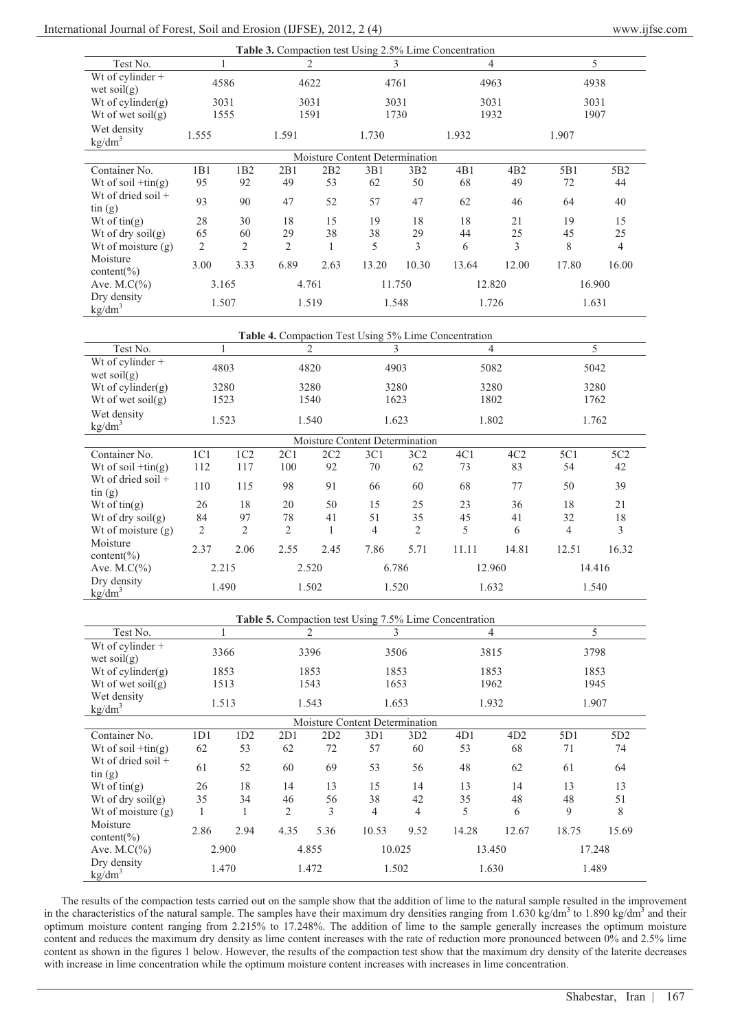**Table 3.** Compaction test Using 2.5% Lime Concentration

| Test No. | 1 | | 2 | | 3 | | 4 | | 5 | |
|---|---|---|---|---|---|---|---|---|---|---|
| Wt of cylinder + wet soil(g) | 4586 | | 4622 | | 4761 | | 4963 | | 4938 | |
| Wt of cylinder(g) | 3031 | | 3031 | | 3031 | | 3031 | | 3031 | |
| Wt of wet soil(g) | 1555 | | 1591 | | 1730 | | 1932 | | 1907 | |
| Wet density $kg/dm^3$ | 1.555 | | 1.591 | | 1.730 | | 1.932 | | 1.907 | |
| Moisture Content Determination | | | | | | | | | | |
| Container No. | 1B1 | 1B2 | 2B1 | 2B2 | 3B1 | 3B2 | 4B1 | 4B2 | 5B1 | 5B2 |
| Wt of soil +tin(g) | 95 | 92 | 49 | 53 | 62 | 50 | 68 | 49 | 72 | 44 |
| Wt of dried soil + tin (g) | 93 | 90 | 47 | 52 | 57 | 47 | 62 | 46 | 64 | 40 |
| Wt of tin(g) | 28 | 30 | 18 | 15 | 19 | 18 | 18 | 21 | 19 | 15 |
| Wt of dry soil(g) | 65 | 60 | 29 | 38 | 38 | 29 | 44 | 25 | 45 | 25 |
| Wt of moisture (g) | 2 | 2 | 2 | 1 | 5 | 3 | 6 | 3 | 8 | 4 |
| Moisture content(%) | 3.00 | 3.33 | 6.89 | 2.63 | 13.20 | 10.30 | 13.64 | 12.00 | 17.80 | 16.00 |
| Ave. M.C(%) | 3.165 | | 4.761 | | 11.750 | | 12.820 | | 16.900 | |
| Dry density $kg/dm^3$ | 1.507 | | 1.519 | | 1.548 | | 1.726 | | 1.631 | |

**Table 4.** Compaction Test Using 5% Lime Concentration

| Test No. | 1 | | 2 | | 3 | | 4 | | 5 | |
|---|---|---|---|---|---|---|---|---|---|---|
| Wt of cylinder + wet soil(g) | 4803 | | 4820 | | 4903 | | 5082 | | 5042 | |
| Wt of cylinder(g) | 3280 | | 3280 | | 3280 | | 3280 | | 3280 | |
| Wt of wet soil(g) | 1523 | | 1540 | | 1623 | | 1802 | | 1762 | |
| Wet density $kg/dm^3$ | 1.523 | | 1.540 | | 1.623 | | 1.802 | | 1.762 | |
| Moisture Content Determination | | | | | | | | | | |
| Container No. | 1C1 | 1C2 | 2C1 | 2C2 | 3C1 | 3C2 | 4C1 | 4C2 | 5C1 | 5C2 |
| Wt of soil +tin(g) | 112 | 117 | 100 | 92 | 70 | 62 | 73 | 83 | 54 | 42 |
| Wt of dried soil + tin (g) | 110 | 115 | 98 | 91 | 66 | 60 | 68 | 77 | 50 | 39 |
| Wt of tin(g) | 26 | 18 | 20 | 50 | 15 | 25 | 23 | 36 | 18 | 21 |
| Wt of dry soil(g) | 84 | 97 | 78 | 41 | 51 | 35 | 45 | 41 | 32 | 18 |
| Wt of moisture (g) | 2 | 2 | 2 | 1 | 4 | 2 | 5 | 6 | 4 | 3 |
| Moisture content(%) | 2.37 | 2.06 | 2.55 | 2.45 | 7.86 | 5.71 | 11.11 | 14.81 | 12.51 | 16.32 |
| Ave. M.C(%) | 2.215 | | 2.520 | | 6.786 | | 12.960 | | 14.416 | |
| Dry density $kg/dm^3$ | 1.490 | | 1.502 | | 1.520 | | 1.632 | | 1.540 | |

**Table 5.** Compaction test Using 7.5% Lime Concentration

| Test No. | 1 | | 2 | | 3 | | 4 | | 5 | |
|---|---|---|---|---|---|---|---|---|---|---|
| Wt of cylinder + wet soil(g) | 3366 | | 3396 | | 3506 | | 3815 | | 3798 | |
| Wt of cylinder(g) | 1853 | | 1853 | | 1853 | | 1853 | | 1853 | |
| Wt of wet soil(g) | 1513 | | 1543 | | 1653 | | 1962 | | 1945 | |
| Wet density $kg/dm^3$ | 1.513 | | 1.543 | | 1.653 | | 1.932 | | 1.907 | |
| Moisture Content Determination | | | | | | | | | | |
| Container No. | 1D1 | 1D2 | 2D1 | 2D2 | 3D1 | 3D2 | 4D1 | 4D2 | 5D1 | 5D2 |
| Wt of soil +tin(g) | 62 | 53 | 62 | 72 | 57 | 60 | 53 | 68 | 71 | 74 |
| Wt of dried soil + tin (g) | 61 | 52 | 60 | 69 | 53 | 56 | 48 | 62 | 61 | 64 |
| Wt of tin(g) | 26 | 18 | 14 | 13 | 15 | 14 | 13 | 14 | 13 | 13 |
| Wt of dry soil(g) | 35 | 34 | 46 | 56 | 38 | 42 | 35 | 48 | 48 | 51 |
| Wt of moisture (g) | 1 | 1 | 2 | 3 | 4 | 4 | 5 | 6 | 9 | 8 |
| Moisture content(%) | 2.86 | 2.94 | 4.35 | 5.36 | 10.53 | 9.52 | 14.28 | 12.67 | 18.75 | 15.69 |
| Ave. M.C(%) | 2.900 | | 4.855 | | 10.025 | | 13.450 | | 17.248 | |
| Dry density $kg/dm^3$ | 1.470 | | 1.472 | | 1.502 | | 1.630 | | 1.489 | |

The results of the compaction tests carried out on the sample show that the addition of lime to the natural sample resulted in the improvement in the characteristics of the natural sample. The samples have their maximum dry densities ranging from 1.630 $kg/dm^3$ to 1.890 $kg/dm^3$ and their optimum moisture content ranging from 2.215% to 17.248%. The addition of lime to the sample generally increases the optimum moisture content and reduces the maximum dry density as lime content increases with the rate of reduction more pronounced between 0% and 2.5% lime content as shown in the figures 1 below. However, the results of the compaction test show that the maximum dry density of the laterite decreases with increase in lime concentration while the optimum moisture content increases with increases in lime concentration.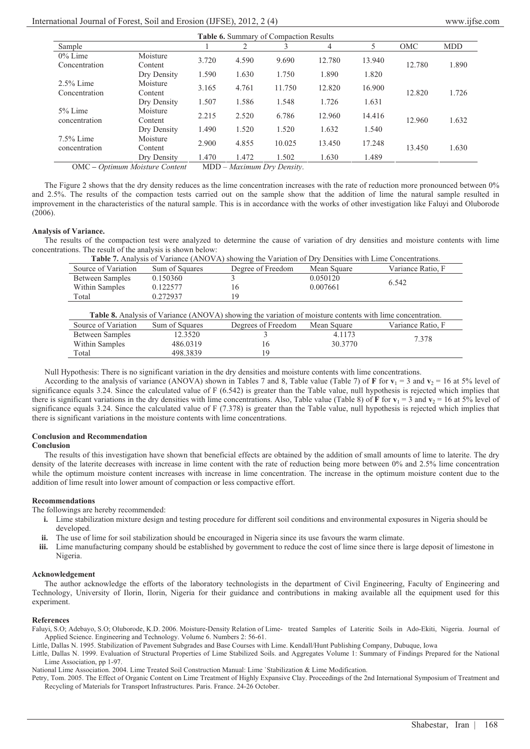**Table 6.** Summary of Compaction Results

| Sample | | 1 | 2 | 3 | 4 | 5 | OMC | MDD |
|---|---|---|---|---|---|---|---|---|
| 0% Lime Concentration | Moisture Content | 3.720 | 4.590 | 9.690 | 12.780 | 13.940 | 12.780 | 1.890 |
| | Dry Density | 1.590 | 1.630 | 1.750 | 1.890 | 1.820 | | |
| 2.5% Lime Concentration | Moisture Content | 3.165 | 4.761 | 11.750 | 12.820 | 16.900 | 12.820 | 1.726 |
| | Dry Density | 1.507 | 1.586 | 1.548 | 1.726 | 1.631 | | |
| 5% Lime concentration | Moisture Content | 2.215 | 2.520 | 6.786 | 12.960 | 14.416 | 12.960 | 1.632 |
| | Dry Density | 1.490 | 1.520 | 1.520 | 1.632 | 1.540 | | |
| 7.5% Lime concentration | Moisture Content | 2.900 | 4.855 | 10.025 | 13.450 | 17.248 | 13.450 | 1.630 |
| | Dry Density | 1.470 | 1.472 | 1.502 | 1.630 | 1.489 | | |

OMC – *Optimum Moisture Content* MDD – *Maximum Dry Density*.

The Figure 2 shows that the dry density reduces as the lime concentration increases with the rate of reduction more pronounced between 0% and 2.5%. The results of the compaction tests carried out on the sample show that the addition of lime the natural sample resulted in improvement in the characteristics of the natural sample. This is in accordance with the works of other investigation like Faluyi and Oluborode (2006).

#### Analysis of Variance.

The results of the compaction test were analyzed to determine the cause of variation of dry densities and moisture contents with lime concentrations. The result of the analysis is shown below:

**Table 7.** Analysis of Variance (ANOVA) showing the Variation of Dry Densities with Lime Concentrations.

| Source of Variation | Sum of Squares | Degree of Freedom | Mean Square | Variance Ratio, F |
|---|---|---|---|---|
| Between Samples | 0.150360 | 3 | 0.050120 | 6.542 |
| Within Samples | 0.122577 | 16 | 0.007661 | |
| Total | 0.272937 | 19 | | |

**Table 8.** Analysis of Variance (ANOVA) showing the variation of moisture contents with lime concentration.

| Source of Variation | Sum of Squares | Degrees of Freedom | Mean Square | Variance Ratio, F |
|---|---|---|---|---|
| Between Samples | 12.3520 | 3 | 4.1173 | 7.378 |
| Within Samples | 486.0319 | 16 | 30.3770 | |
| Total | 498.3839 | 19 | | |

Null Hypothesis: There is no significant variation in the dry densities and moisture contents with lime concentrations.

According to the analysis of variance (ANOVA) shown in Tables 7 and 8, Table value (Table 7) of **F** for $v_1 = 3$ and $v_2 = 16$ at 5% level of significance equals 3.24. Since the calculated value of F (6.542) is greater than the Table value, null hypothesis is rejected which implies that there is significant variations in the dry densities with lime concentrations. Also, Table value (Table 8) of **F** for $v_1 = 3$ and $v_2 = 16$ at 5% level of significance equals 3.24. Since the calculated value of F (7.378) is greater than the Table value, null hypothesis is rejected which implies that there is significant variations in the moisture contents with lime concentrations.

## Conclusion and Recommendation

### Conclusion

The results of this investigation have shown that beneficial effects are obtained by the addition of small amounts of lime to laterite. The dry density of the laterite decreases with increase in lime content with the rate of reduction being more between 0% and 2.5% lime concentration while the optimum moisture content increases with increase in lime concentration. The increase in the optimum moisture content due to the addition of lime result into lower amount of compaction or less compactive effort.

### Recommendations

The followings are hereby recommended:

- **i.** Lime stabilization mixture design and testing procedure for different soil conditions and environmental exposures in Nigeria should be developed.
- **ii.** The use of lime for soil stabilization should be encouraged in Nigeria since its use favours the warm climate.
- **iii.** Lime manufacturing company should be established by government to reduce the cost of lime since there is large deposit of limestone in Nigeria.

## Acknowledgement

The author acknowledge the efforts of the laboratory technologists in the department of Civil Engineering, Faculty of Engineering and Technology, University of Ilorin, Ilorin, Nigeria for their guidance and contributions in making available all the equipment used for this experiment.

## References

Faluyi, S.O; Adebayo, S.O; Oluborode, K.D. 2006. Moisture-Density Relation of Lime- treated Samples of Lateritic Soils in Ado-Ekiti, Nigeria. Journal of Applied Science. Engineering and Technology. Volume 6. Numbers 2: 56-61.

Little, Dallas N. 1995. Stabilization of Pavement Subgrades and Base Courses with Lime. Kendall/Hunt Publishing Company, Dubuque, Iowa

Little, Dallas N. 1999. Evaluation of Structural Properties of Lime Stabilized Soils. and Aggregates Volume 1: Summary of Findings Prepared for the National Lime Association, pp 1-97.

National Lime Association. 2004. Lime Treated Soil Construction Manual: Lime `Stabilization & Lime Modification.

Petry, Tom. 2005. The Effect of Organic Content on Lime Treatment of Highly Expansive Clay. Proceedings of the 2nd International Symposium of Treatment and Recycling of Materials for Transport Infrastructures. Paris. France. 24-26 October.